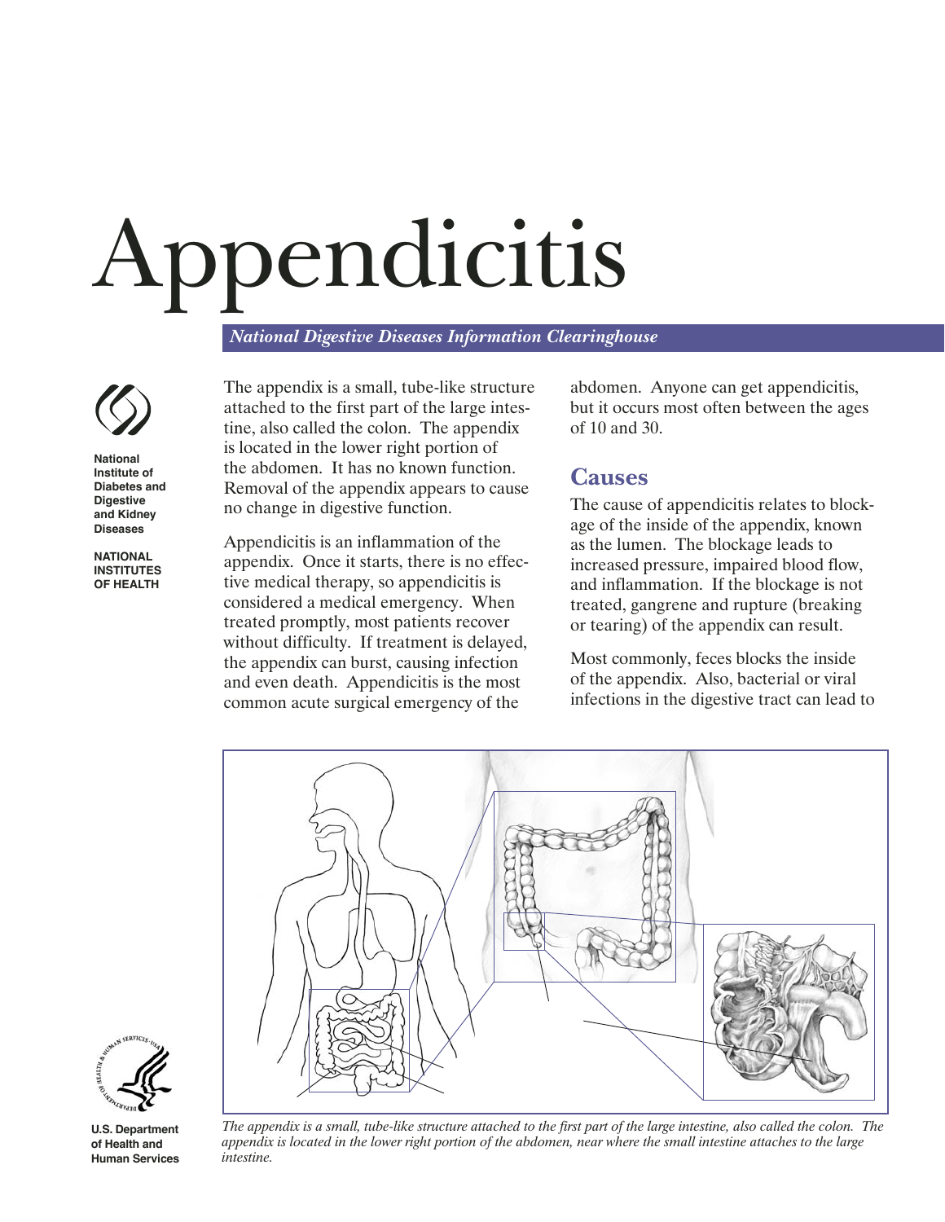# Appendicitis

*National Digestive Diseases Information Clearinghouse*

National Institute of Diabetes and Digestive and Kidney Diseases

NATIONAL INSTITUTES OF HEALTH

The appendix is a small, tube-like structure attached to the first part of the large intestine, also called the colon. The appendix is located in the lower right portion of the abdomen. It has no known function. Removal of the appendix appears to cause no change in digestive function.

Appendicitis is an inflammation of the appendix. Once it starts, there is no effective medical therapy, so appendicitis is considered a medical emergency. When treated promptly, most patients recover without difficulty. If treatment is delayed, the appendix can burst, causing infection and even death. Appendicitis is the most common acute surgical emergency of the abdomen. Anyone can get appendicitis, but it occurs most often between the ages of 10 and 30.

## Causes

The cause of appendicitis relates to blockage of the inside of the appendix, known as the lumen. The blockage leads to increased pressure, impaired blood flow, and inflammation. If the blockage is not treated, gangrene and rupture (breaking or tearing) of the appendix can result.

Most commonly, feces blocks the inside of the appendix. Also, bacterial or viral infections in the digestive tract can lead to

*The appendix is a small, tube-like structure attached to the first part of the large intestine, also called the colon. The appendix is located in the lower right portion of the abdomen, near where the small intestine attaches to the large intestine.*

U.S. Department of Health and Human Services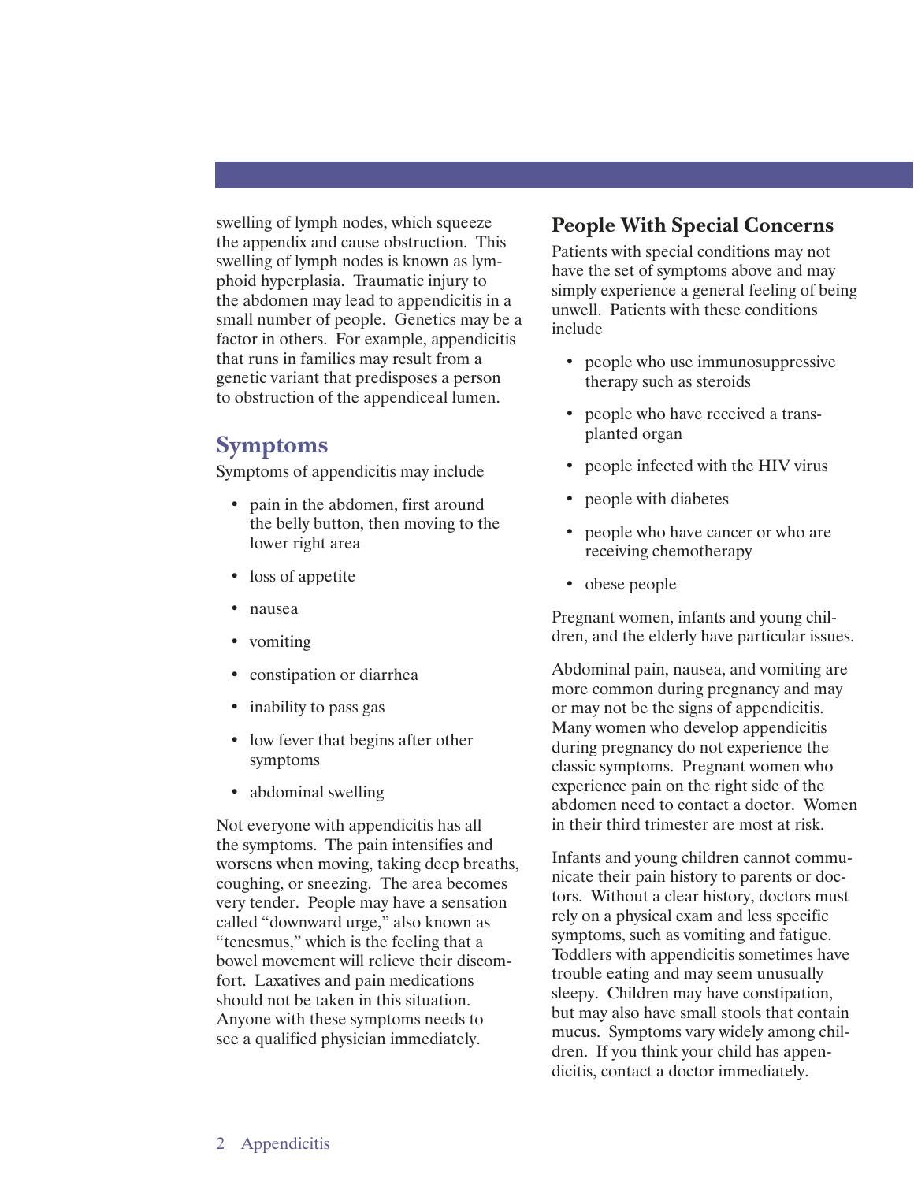swelling of lymph nodes, which squeeze the appendix and cause obstruction. This swelling of lymph nodes is known as lymphoid hyperplasia. Traumatic injury to the abdomen may lead to appendicitis in a small number of people. Genetics may be a factor in others. For example, appendicitis that runs in families may result from a genetic variant that predisposes a person to obstruction of the appendiceal lumen.

## Symptoms

Symptoms of appendicitis may include

- pain in the abdomen, first around the belly button, then moving to the lower right area
- loss of appetite
- nausea
- vomiting
- constipation or diarrhea
- inability to pass gas
- low fever that begins after other symptoms
- abdominal swelling

Not everyone with appendicitis has all the symptoms. The pain intensifies and worsens when moving, taking deep breaths, coughing, or sneezing. The area becomes very tender. People may have a sensation called "downward urge," also known as "tenesmus," which is the feeling that a bowel movement will relieve their discomfort. Laxatives and pain medications should not be taken in this situation. Anyone with these symptoms needs to see a qualified physician immediately.

### People With Special Concerns

Patients with special conditions may not have the set of symptoms above and may simply experience a general feeling of being unwell. Patients with these conditions include

- people who use immunosuppressive therapy such as steroids
- people who have received a transplanted organ
- people infected with the HIV virus
- people with diabetes
- people who have cancer or who are receiving chemotherapy
- obese people

Pregnant women, infants and young children, and the elderly have particular issues.

Abdominal pain, nausea, and vomiting are more common during pregnancy and may or may not be the signs of appendicitis. Many women who develop appendicitis during pregnancy do not experience the classic symptoms. Pregnant women who experience pain on the right side of the abdomen need to contact a doctor. Women in their third trimester are most at risk.

Infants and young children cannot communicate their pain history to parents or doctors. Without a clear history, doctors must rely on a physical exam and less specific symptoms, such as vomiting and fatigue. Toddlers with appendicitis sometimes have trouble eating and may seem unusually sleepy. Children may have constipation, but may also have small stools that contain mucus. Symptoms vary widely among children. If you think your child has appendicitis, contact a doctor immediately.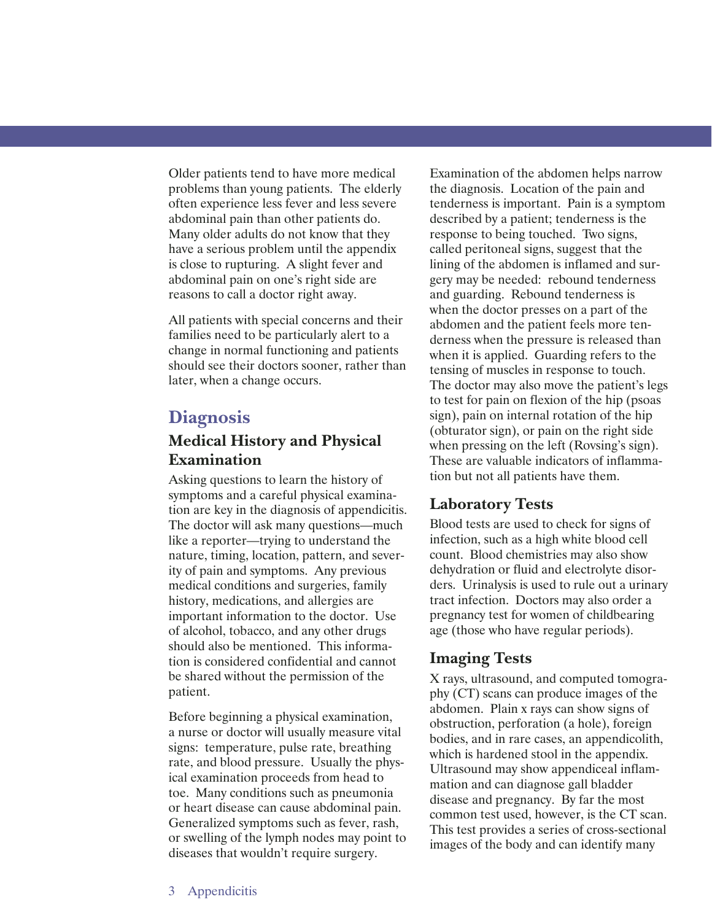Older patients tend to have more medical problems than young patients. The elderly often experience less fever and less severe abdominal pain than other patients do. Many older adults do not know that they have a serious problem until the appendix is close to rupturing. A slight fever and abdominal pain on one's right side are reasons to call a doctor right away.

All patients with special concerns and their families need to be particularly alert to a change in normal functioning and patients should see their doctors sooner, rather than later, when a change occurs.

## Diagnosis

### Medical History and Physical Examination

Asking questions to learn the history of symptoms and a careful physical examination are key in the diagnosis of appendicitis. The doctor will ask many questions—much like a reporter—trying to understand the nature, timing, location, pattern, and severity of pain and symptoms. Any previous medical conditions and surgeries, family history, medications, and allergies are important information to the doctor. Use of alcohol, tobacco, and any other drugs should also be mentioned. This information is considered confidential and cannot be shared without the permission of the patient.

Before beginning a physical examination, a nurse or doctor will usually measure vital signs: temperature, pulse rate, breathing rate, and blood pressure. Usually the physical examination proceeds from head to toe. Many conditions such as pneumonia or heart disease can cause abdominal pain. Generalized symptoms such as fever, rash, or swelling of the lymph nodes may point to diseases that wouldn't require surgery.

Examination of the abdomen helps narrow the diagnosis. Location of the pain and tenderness is important. Pain is a symptom described by a patient; tenderness is the response to being touched. Two signs, called peritoneal signs, suggest that the lining of the abdomen is inflamed and surgery may be needed: rebound tenderness and guarding. Rebound tenderness is when the doctor presses on a part of the abdomen and the patient feels more tenderness when the pressure is released than when it is applied. Guarding refers to the tensing of muscles in response to touch. The doctor may also move the patient's legs to test for pain on flexion of the hip (psoas sign), pain on internal rotation of the hip (obturator sign), or pain on the right side when pressing on the left (Rovsing's sign). These are valuable indicators of inflammation but not all patients have them.

### Laboratory Tests

Blood tests are used to check for signs of infection, such as a high white blood cell count. Blood chemistries may also show dehydration or fluid and electrolyte disorders. Urinalysis is used to rule out a urinary tract infection. Doctors may also order a pregnancy test for women of childbearing age (those who have regular periods).

### Imaging Tests

X rays, ultrasound, and computed tomography (CT) scans can produce images of the abdomen. Plain x rays can show signs of obstruction, perforation (a hole), foreign bodies, and in rare cases, an appendicolith, which is hardened stool in the appendix. Ultrasound may show appendiceal inflammation and can diagnose gall bladder disease and pregnancy. By far the most common test used, however, is the CT scan. This test provides a series of cross-sectional images of the body and can identify many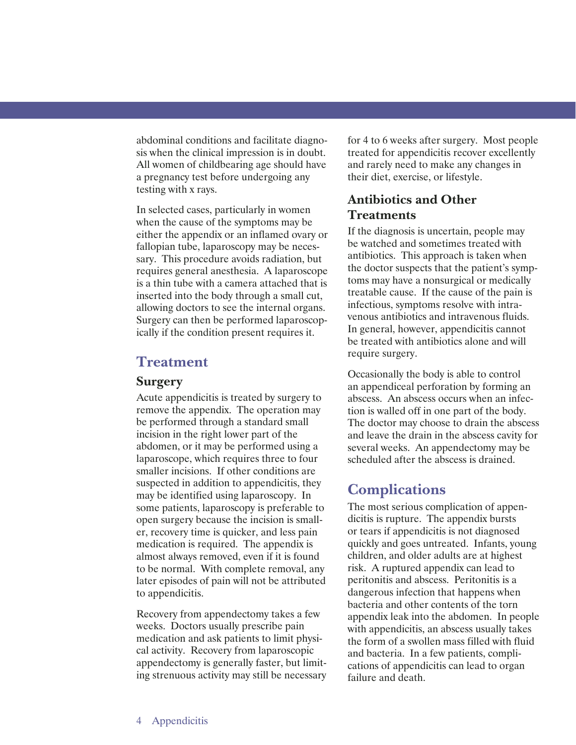abdominal conditions and facilitate diagnosis when the clinical impression is in doubt. All women of childbearing age should have a pregnancy test before undergoing any testing with x rays.

In selected cases, particularly in women when the cause of the symptoms may be either the appendix or an inflamed ovary or fallopian tube, laparoscopy may be necessary. This procedure avoids radiation, but requires general anesthesia. A laparoscope is a thin tube with a camera attached that is inserted into the body through a small cut, allowing doctors to see the internal organs. Surgery can then be performed laparoscopically if the condition present requires it.

## Treatment

### Surgery

Acute appendicitis is treated by surgery to remove the appendix. The operation may be performed through a standard small incision in the right lower part of the abdomen, or it may be performed using a laparoscope, which requires three to four smaller incisions. If other conditions are suspected in addition to appendicitis, they may be identified using laparoscopy. In some patients, laparoscopy is preferable to open surgery because the incision is smaller, recovery time is quicker, and less pain medication is required. The appendix is almost always removed, even if it is found to be normal. With complete removal, any later episodes of pain will not be attributed to appendicitis.

Recovery from appendectomy takes a few weeks. Doctors usually prescribe pain medication and ask patients to limit physical activity. Recovery from laparoscopic appendectomy is generally faster, but limiting strenuous activity may still be necessary for 4 to 6 weeks after surgery. Most people treated for appendicitis recover excellently and rarely need to make any changes in their diet, exercise, or lifestyle.

### Antibiotics and Other Treatments

If the diagnosis is uncertain, people may be watched and sometimes treated with antibiotics. This approach is taken when the doctor suspects that the patient's symptoms may have a nonsurgical or medically treatable cause. If the cause of the pain is infectious, symptoms resolve with intravenous antibiotics and intravenous fluids. In general, however, appendicitis cannot be treated with antibiotics alone and will require surgery.

Occasionally the body is able to control an appendiceal perforation by forming an abscess. An abscess occurs when an infection is walled off in one part of the body. The doctor may choose to drain the abscess and leave the drain in the abscess cavity for several weeks. An appendectomy may be scheduled after the abscess is drained.

## Complications

The most serious complication of appendicitis is rupture. The appendix bursts or tears if appendicitis is not diagnosed quickly and goes untreated. Infants, young children, and older adults are at highest risk. A ruptured appendix can lead to peritonitis and abscess. Peritonitis is a dangerous infection that happens when bacteria and other contents of the torn appendix leak into the abdomen. In people with appendicitis, an abscess usually takes the form of a swollen mass filled with fluid and bacteria. In a few patients, complications of appendicitis can lead to organ failure and death.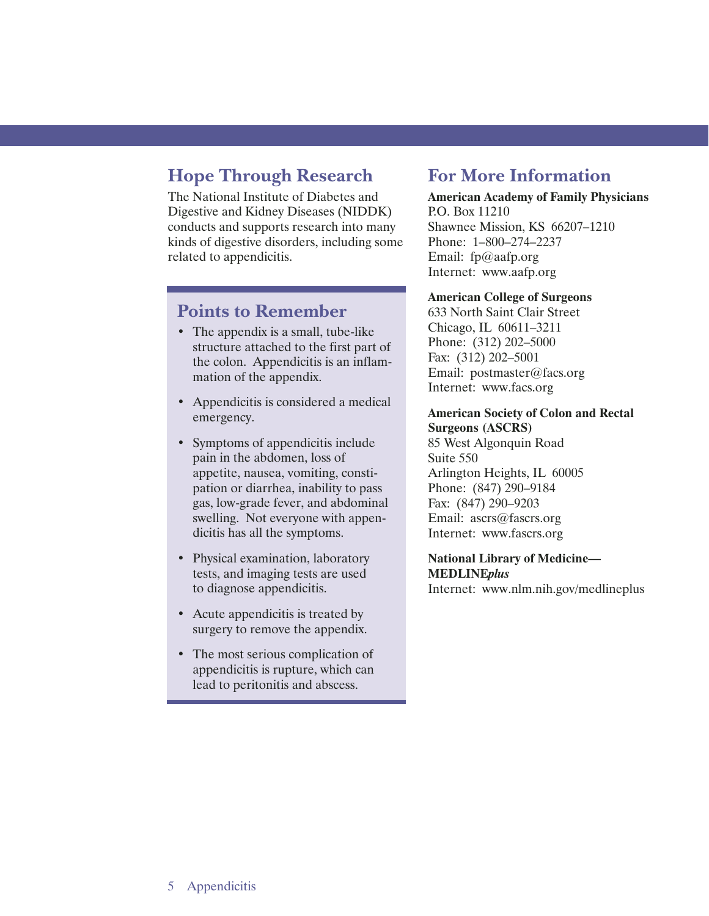## Hope Through Research

The National Institute of Diabetes and Digestive and Kidney Diseases (NIDDK) conducts and supports research into many kinds of digestive disorders, including some related to appendicitis.

## Points to Remember

- The appendix is a small, tube-like structure attached to the first part of the colon. Appendicitis is an inflammation of the appendix.
- Appendicitis is considered a medical emergency.
- Symptoms of appendicitis include pain in the abdomen, loss of appetite, nausea, vomiting, constipation or diarrhea, inability to pass gas, low-grade fever, and abdominal swelling. Not everyone with appendicitis has all the symptoms.
- Physical examination, laboratory tests, and imaging tests are used to diagnose appendicitis.
- Acute appendicitis is treated by surgery to remove the appendix.
- The most serious complication of appendicitis is rupture, which can lead to peritonitis and abscess.

## For More Information

**American Academy of Family Physicians**
P.O. Box 11210
Shawnee Mission, KS 66207–1210
Phone: 1–800–274–2237
Email: fp@aafp.org
Internet: www.aafp.org

**American College of Surgeons**
633 North Saint Clair Street
Chicago, IL 60611–3211
Phone: (312) 202–5000
Fax: (312) 202–5001
Email: postmaster@facs.org
Internet: www.facs.org

**American Society of Colon and Rectal Surgeons (ASCRS)**
85 West Algonquin Road
Suite 550
Arlington Heights, IL 60005
Phone: (847) 290–9184
Fax: (847) 290–9203
Email: ascrs@fascrs.org
Internet: www.fascrs.org

**National Library of Medicine—MEDLINE*plus***
Internet: www.nlm.nih.gov/medlineplus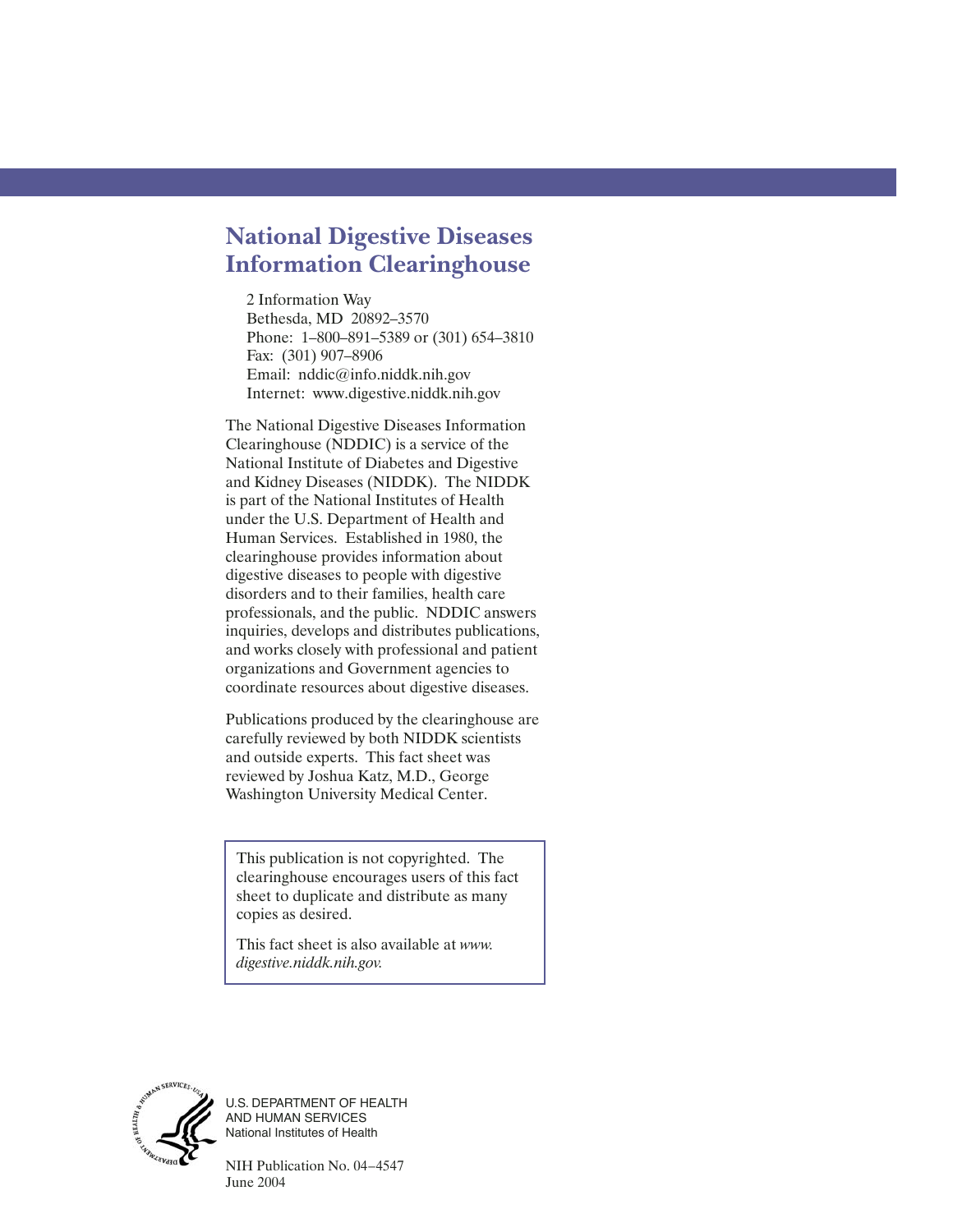## National Digestive Diseases Information Clearinghouse

2 Information Way
Bethesda, MD 20892–3570
Phone: 1–800–891–5389 or (301) 654–3810
Fax: (301) 907–8906
Email: nddic@info.niddk.nih.gov
Internet: www.digestive.niddk.nih.gov

The National Digestive Diseases Information Clearinghouse (NDDIC) is a service of the National Institute of Diabetes and Digestive and Kidney Diseases (NIDDK). The NIDDK is part of the National Institutes of Health under the U.S. Department of Health and Human Services. Established in 1980, the clearinghouse provides information about digestive diseases to people with digestive disorders and to their families, health care professionals, and the public. NDDIC answers inquiries, develops and distributes publications, and works closely with professional and patient organizations and Government agencies to coordinate resources about digestive diseases.

Publications produced by the clearinghouse are carefully reviewed by both NIDDK scientists and outside experts. This fact sheet was reviewed by Joshua Katz, M.D., George Washington University Medical Center.

This publication is not copyrighted. The clearinghouse encourages users of this fact sheet to duplicate and distribute as many copies as desired.

This fact sheet is also available at *www.digestive.niddk.nih.gov.*

U.S. DEPARTMENT OF HEALTH AND HUMAN SERVICES
National Institutes of Health

NIH Publication No. 04–4547
June 2004